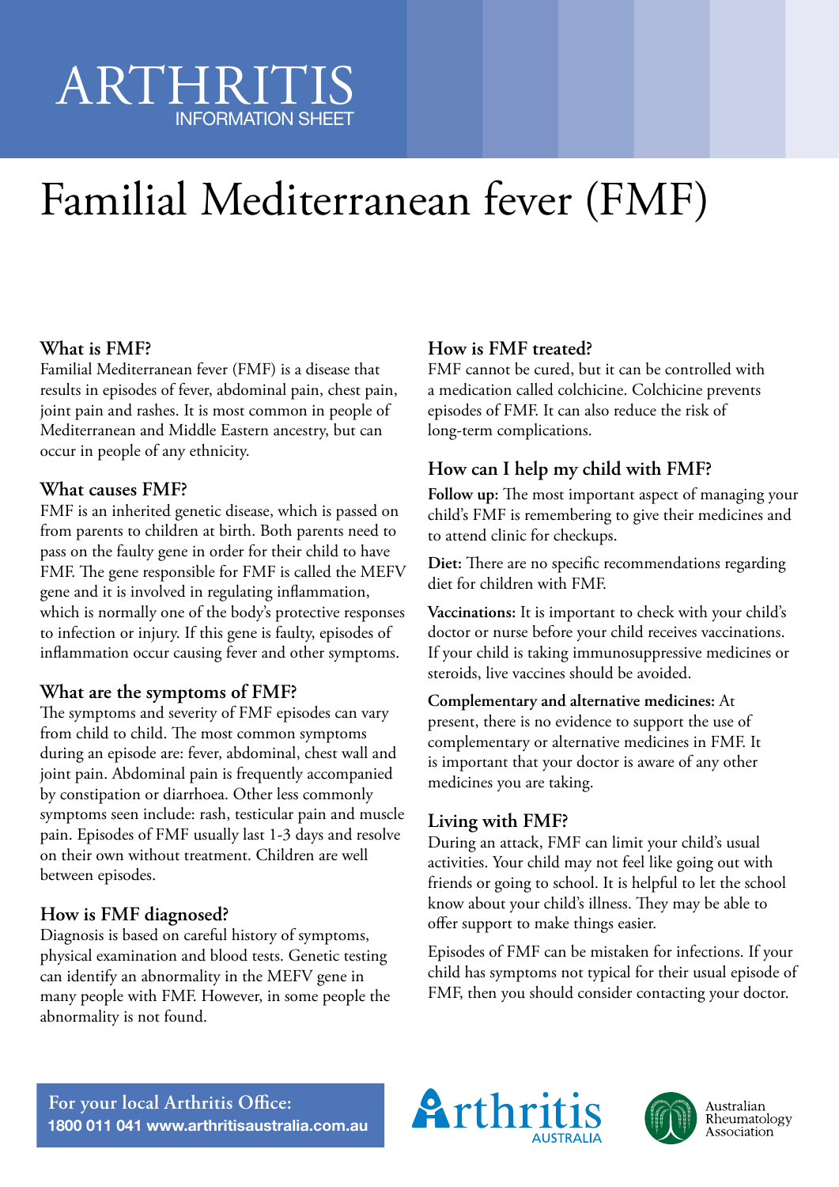# ARTHRITIS
INFORMATION SHEET

# Familial Mediterranean fever (FMF)

### What is FMF?

Familial Mediterranean fever (FMF) is a disease that results in episodes of fever, abdominal pain, chest pain, joint pain and rashes. It is most common in people of Mediterranean and Middle Eastern ancestry, but can occur in people of any ethnicity.

### What causes FMF?

FMF is an inherited genetic disease, which is passed on from parents to children at birth. Both parents need to pass on the faulty gene in order for their child to have FMF. The gene responsible for FMF is called the MEFV gene and it is involved in regulating inflammation, which is normally one of the body's protective responses to infection or injury. If this gene is faulty, episodes of inflammation occur causing fever and other symptoms.

### What are the symptoms of FMF?

The symptoms and severity of FMF episodes can vary from child to child. The most common symptoms during an episode are: fever, abdominal, chest wall and joint pain. Abdominal pain is frequently accompanied by constipation or diarrhoea. Other less commonly symptoms seen include: rash, testicular pain and muscle pain. Episodes of FMF usually last 1-3 days and resolve on their own without treatment. Children are well between episodes.

### How is FMF diagnosed?

Diagnosis is based on careful history of symptoms, physical examination and blood tests. Genetic testing can identify an abnormality in the MEFV gene in many people with FMF. However, in some people the abnormality is not found.

### How is FMF treated?

FMF cannot be cured, but it can be controlled with a medication called colchicine. Colchicine prevents episodes of FMF. It can also reduce the risk of long-term complications.

### How can I help my child with FMF?

**Follow up:** The most important aspect of managing your child's FMF is remembering to give their medicines and to attend clinic for checkups.

**Diet:** There are no specific recommendations regarding diet for children with FMF.

**Vaccinations:** It is important to check with your child's doctor or nurse before your child receives vaccinations. If your child is taking immunosuppressive medicines or steroids, live vaccines should be avoided.

**Complementary and alternative medicines:** At present, there is no evidence to support the use of complementary or alternative medicines in FMF. It is important that your doctor is aware of any other medicines you are taking.

### Living with FMF?

During an attack, FMF can limit your child's usual activities. Your child may not feel like going out with friends or going to school. It is helpful to let the school know about your child's illness. They may be able to offer support to make things easier.

Episodes of FMF can be mistaken for infections. If your child has symptoms not typical for their usual episode of FMF, then you should consider contacting your doctor.

**For your local Arthritis Office:**
**1800 011 041 www.arthritisaustralia.com.au**

Arthritis AUSTRALIA

Australian Rheumatology Association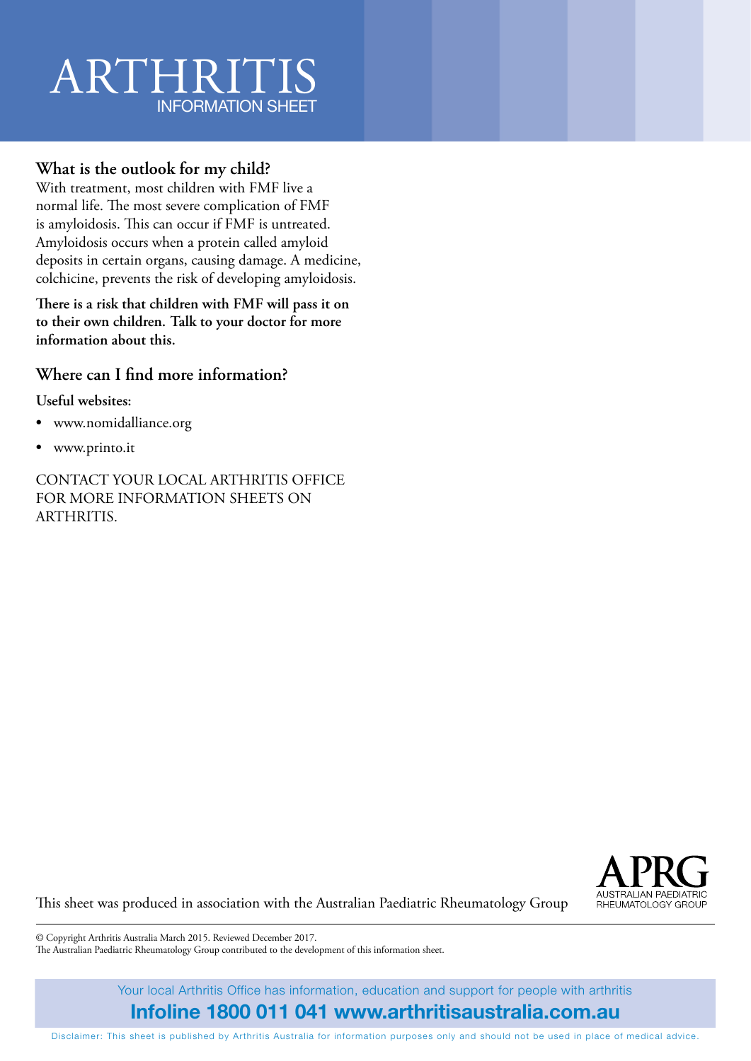## What is the outlook for my child?

With treatment, most children with FMF live a normal life. The most severe complication of FMF is amyloidosis. This can occur if FMF is untreated. Amyloidosis occurs when a protein called amyloid deposits in certain organs, causing damage. A medicine, colchicine, prevents the risk of developing amyloidosis.

**There is a risk that children with FMF will pass it on to their own children. Talk to your doctor for more information about this.**

## Where can I find more information?

**Useful websites:**

- www.nomidalliance.org
- www.printo.it

CONTACT YOUR LOCAL ARTHRITIS OFFICE FOR MORE INFORMATION SHEETS ON ARTHRITIS.

This sheet was produced in association with the Australian Paediatric Rheumatology Group

APRG AUSTRALIAN PAEDIATRIC RHEUMATOLOGY GROUP

© Copyright Arthritis Australia March 2015. Reviewed December 2017.
The Australian Paediatric Rheumatology Group contributed to the development of this information sheet.

Your local Arthritis Office has information, education and support for people with arthritis

**Infoline 1800 011 041 www.arthritisaustralia.com.au**

Disclaimer: This sheet is published by Arthritis Australia for information purposes only and should not be used in place of medical advice.